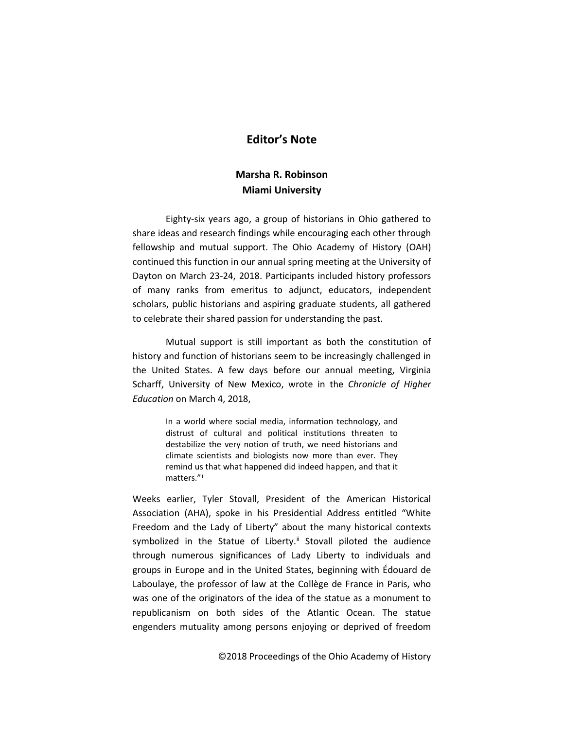# Editor's Note

**Marsha R. Robinson**
**Miami University**

Eighty-six years ago, a group of historians in Ohio gathered to share ideas and research findings while encouraging each other through fellowship and mutual support. The Ohio Academy of History (OAH) continued this function in our annual spring meeting at the University of Dayton on March 23-24, 2018. Participants included history professors of many ranks from emeritus to adjunct, educators, independent scholars, public historians and aspiring graduate students, all gathered to celebrate their shared passion for understanding the past.

Mutual support is still important as both the constitution of history and function of historians seem to be increasingly challenged in the United States. A few days before our annual meeting, Virginia Scharff, University of New Mexico, wrote in the *Chronicle of Higher Education* on March 4, 2018,

> In a world where social media, information technology, and distrust of cultural and political institutions threaten to destabilize the very notion of truth, we need historians and climate scientists and biologists now more than ever. They remind us that what happened did indeed happen, and that it matters."[i]

Weeks earlier, Tyler Stovall, President of the American Historical Association (AHA), spoke in his Presidential Address entitled "White Freedom and the Lady of Liberty" about the many historical contexts symbolized in the Statue of Liberty.[ii] Stovall piloted the audience through numerous significances of Lady Liberty to individuals and groups in Europe and in the United States, beginning with Édouard de Laboulaye, the professor of law at the Collège de France in Paris, who was one of the originators of the idea of the statue as a monument to republicanism on both sides of the Atlantic Ocean. The statue engenders mutuality among persons enjoying or deprived of freedom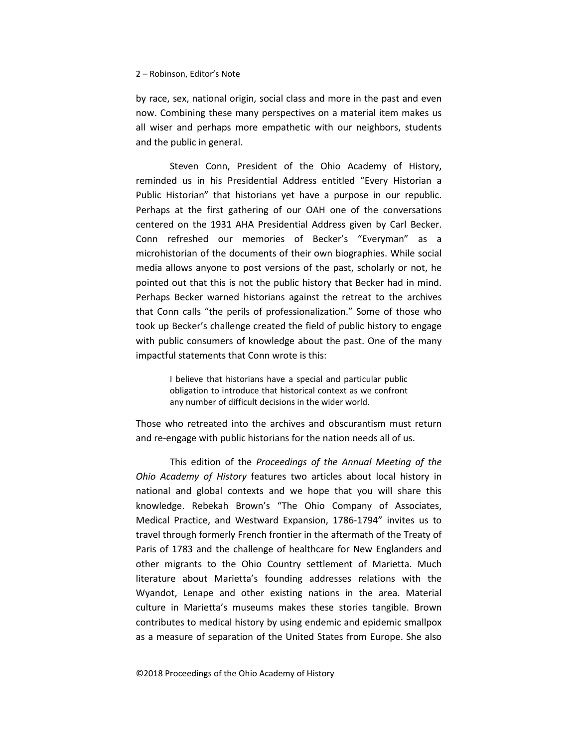by race, sex, national origin, social class and more in the past and even now. Combining these many perspectives on a material item makes us all wiser and perhaps more empathetic with our neighbors, students and the public in general.

Steven Conn, President of the Ohio Academy of History, reminded us in his Presidential Address entitled "Every Historian a Public Historian" that historians yet have a purpose in our republic. Perhaps at the first gathering of our OAH one of the conversations centered on the 1931 AHA Presidential Address given by Carl Becker. Conn refreshed our memories of Becker's "Everyman" as a microhistorian of the documents of their own biographies. While social media allows anyone to post versions of the past, scholarly or not, he pointed out that this is not the public history that Becker had in mind. Perhaps Becker warned historians against the retreat to the archives that Conn calls "the perils of professionalization." Some of those who took up Becker's challenge created the field of public history to engage with public consumers of knowledge about the past. One of the many impactful statements that Conn wrote is this:

> I believe that historians have a special and particular public obligation to introduce that historical context as we confront any number of difficult decisions in the wider world.

Those who retreated into the archives and obscurantism must return and re-engage with public historians for the nation needs all of us.

This edition of the *Proceedings of the Annual Meeting of the Ohio Academy of History* features two articles about local history in national and global contexts and we hope that you will share this knowledge. Rebekah Brown's "The Ohio Company of Associates, Medical Practice, and Westward Expansion, 1786-1794" invites us to travel through formerly French frontier in the aftermath of the Treaty of Paris of 1783 and the challenge of healthcare for New Englanders and other migrants to the Ohio Country settlement of Marietta. Much literature about Marietta's founding addresses relations with the Wyandot, Lenape and other existing nations in the area. Material culture in Marietta's museums makes these stories tangible. Brown contributes to medical history by using endemic and epidemic smallpox as a measure of separation of the United States from Europe. She also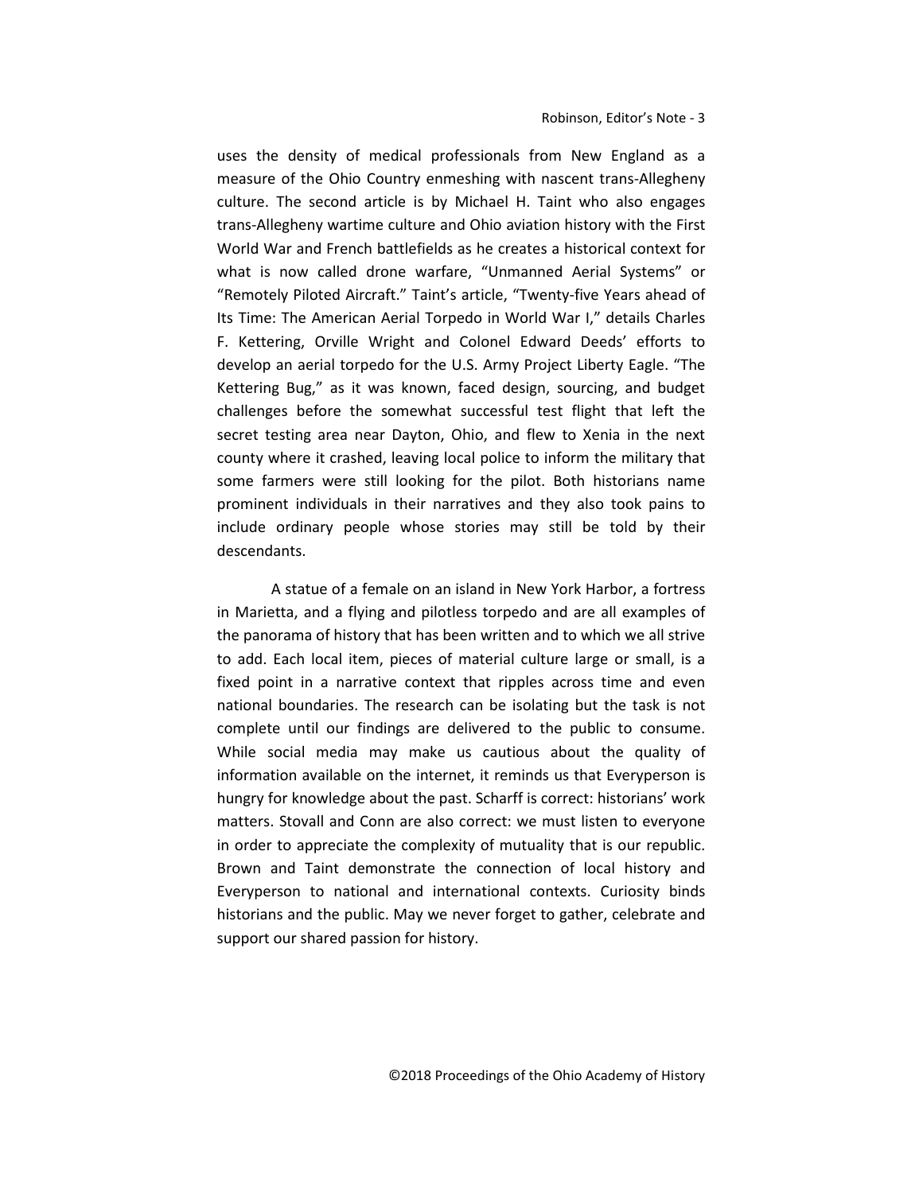uses the density of medical professionals from New England as a measure of the Ohio Country enmeshing with nascent trans-Allegheny culture. The second article is by Michael H. Taint who also engages trans-Allegheny wartime culture and Ohio aviation history with the First World War and French battlefields as he creates a historical context for what is now called drone warfare, "Unmanned Aerial Systems" or "Remotely Piloted Aircraft." Taint's article, "Twenty-five Years ahead of Its Time: The American Aerial Torpedo in World War I," details Charles F. Kettering, Orville Wright and Colonel Edward Deeds' efforts to develop an aerial torpedo for the U.S. Army Project Liberty Eagle. "The Kettering Bug," as it was known, faced design, sourcing, and budget challenges before the somewhat successful test flight that left the secret testing area near Dayton, Ohio, and flew to Xenia in the next county where it crashed, leaving local police to inform the military that some farmers were still looking for the pilot. Both historians name prominent individuals in their narratives and they also took pains to include ordinary people whose stories may still be told by their descendants.

A statue of a female on an island in New York Harbor, a fortress in Marietta, and a flying and pilotless torpedo and are all examples of the panorama of history that has been written and to which we all strive to add. Each local item, pieces of material culture large or small, is a fixed point in a narrative context that ripples across time and even national boundaries. The research can be isolating but the task is not complete until our findings are delivered to the public to consume. While social media may make us cautious about the quality of information available on the internet, it reminds us that Everyperson is hungry for knowledge about the past. Scharff is correct: historians' work matters. Stovall and Conn are also correct: we must listen to everyone in order to appreciate the complexity of mutuality that is our republic. Brown and Taint demonstrate the connection of local history and Everyperson to national and international contexts. Curiosity binds historians and the public. May we never forget to gather, celebrate and support our shared passion for history.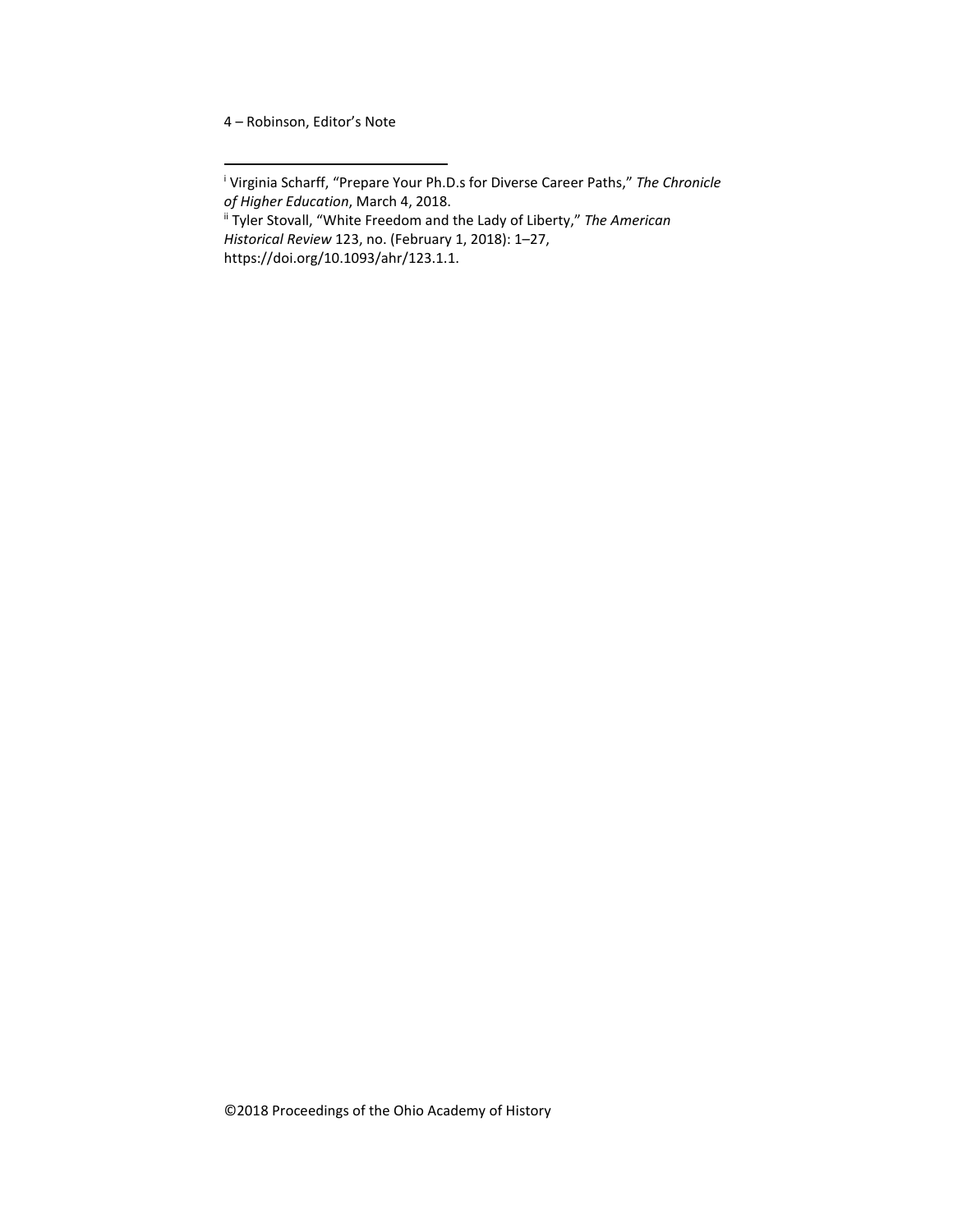[i] Virginia Scharff, "Prepare Your Ph.D.s for Diverse Career Paths," *The Chronicle of Higher Education*, March 4, 2018.

[ii] Tyler Stovall, "White Freedom and the Lady of Liberty," *The American Historical Review* 123, no. (February 1, 2018): 1–27, https://doi.org/10.1093/ahr/123.1.1.

©2018 Proceedings of the Ohio Academy of History